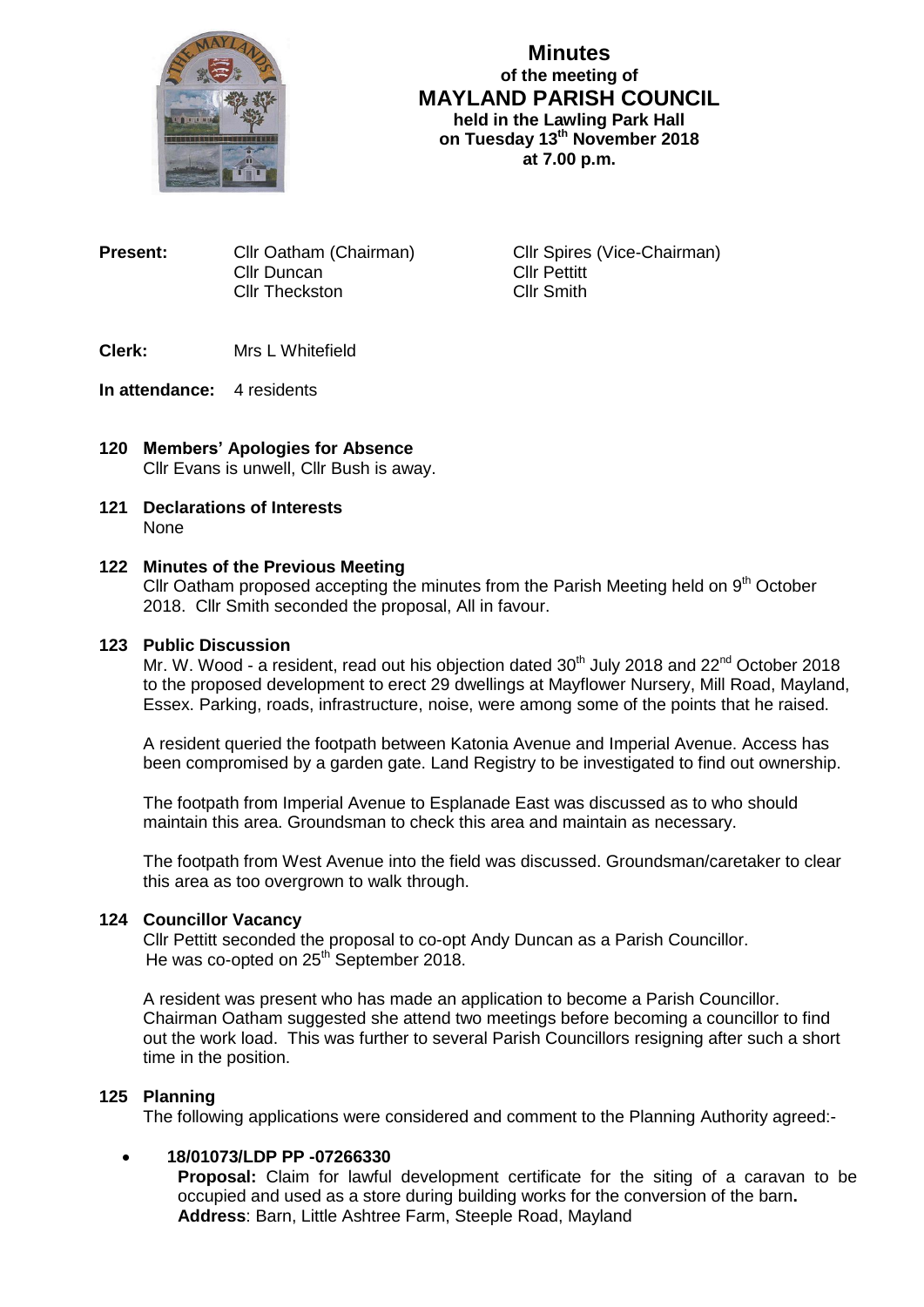# Minutes
## of the meeting of
# MAYLAND PARISH COUNCIL
### held in the Lawling Park Hall on Tuesday 13th November 2018 at 7.00 p.m.

**Present:** Cllr Oatham (Chairman), Cllr Spires (Vice-Chairman), Cllr Duncan, Cllr Pettitt, Cllr Theckston, Cllr Smith

**Clerk:** Mrs L Whitefield

**In attendance:** 4 residents

**120 Members' Apologies for Absence**
Cllr Evans is unwell, Cllr Bush is away.

**121 Declarations of Interests**
None

**122 Minutes of the Previous Meeting**
Cllr Oatham proposed accepting the minutes from the Parish Meeting held on 9th October 2018. Cllr Smith seconded the proposal, All in favour.

**123 Public Discussion**
Mr. W. Wood - a resident, read out his objection dated 30th July 2018 and 22nd October 2018 to the proposed development to erect 29 dwellings at Mayflower Nursery, Mill Road, Mayland, Essex. Parking, roads, infrastructure, noise, were among some of the points that he raised.

A resident queried the footpath between Katonia Avenue and Imperial Avenue. Access has been compromised by a garden gate. Land Registry to be investigated to find out ownership.

The footpath from Imperial Avenue to Esplanade East was discussed as to who should maintain this area. Groundsman to check this area and maintain as necessary.

The footpath from West Avenue into the field was discussed. Groundsman/caretaker to clear this area as too overgrown to walk through.

**124 Councillor Vacancy**
Cllr Pettitt seconded the proposal to co-opt Andy Duncan as a Parish Councillor. He was co-opted on 25th September 2018.

A resident was present who has made an application to become a Parish Councillor. Chairman Oatham suggested she attend two meetings before becoming a councillor to find out the work load. This was further to several Parish Councillors resigning after such a short time in the position.

**125 Planning**
The following applications were considered and comment to the Planning Authority agreed:-

- **18/01073/LDP PP -07266330**
  **Proposal:** Claim for lawful development certificate for the siting of a caravan to be occupied and used as a store during building works for the conversion of the barn**.**
  **Address**: Barn, Little Ashtree Farm, Steeple Road, Mayland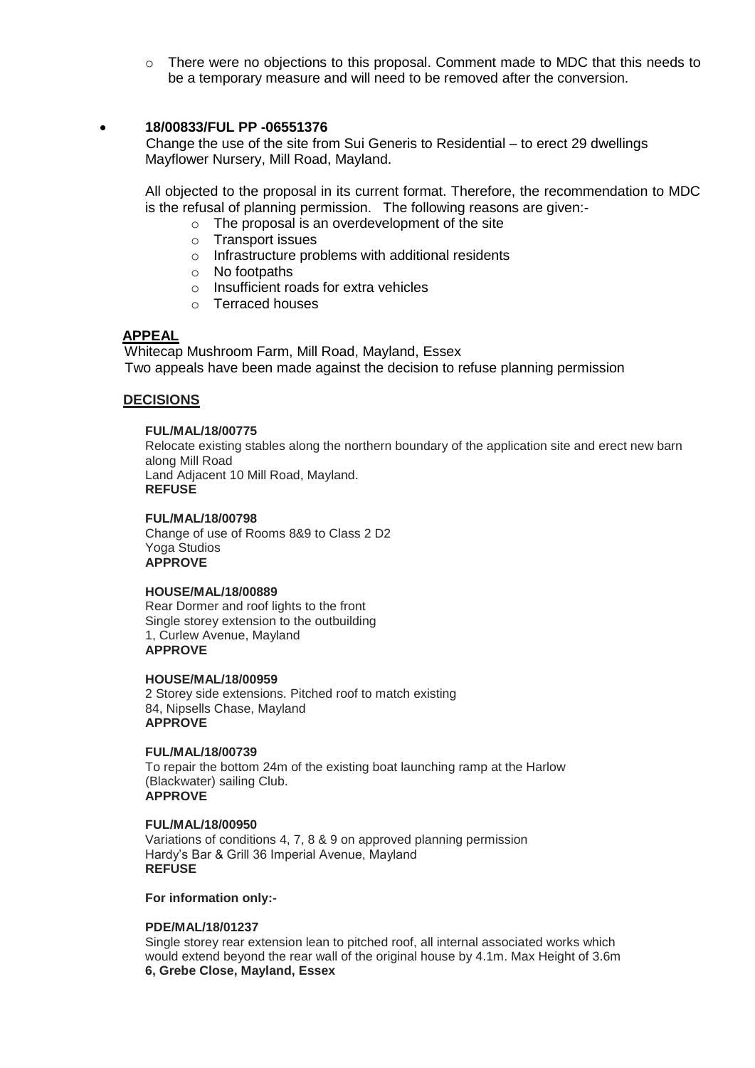- There were no objections to this proposal. Comment made to MDC that this needs to be a temporary measure and will need to be removed after the conversion.

- **18/00833/FUL PP -06551376**

  Change the use of the site from Sui Generis to Residential – to erect 29 dwellings Mayflower Nursery, Mill Road, Mayland.

  All objected to the proposal in its current format. Therefore, the recommendation to MDC is the refusal of planning permission. The following reasons are given:-

  - The proposal is an overdevelopment of the site
  - Transport issues
  - Infrastructure problems with additional residents
  - No footpaths
  - Insufficient roads for extra vehicles
  - Terraced houses

## APPEAL

Whitecap Mushroom Farm, Mill Road, Mayland, Essex
Two appeals have been made against the decision to refuse planning permission

## DECISIONS

**FUL/MAL/18/00775**
Relocate existing stables along the northern boundary of the application site and erect new barn along Mill Road
Land Adjacent 10 Mill Road, Mayland.
**REFUSE**

**FUL/MAL/18/00798**
Change of use of Rooms 8&9 to Class 2 D2
Yoga Studios
**APPROVE**

**HOUSE/MAL/18/00889**
Rear Dormer and roof lights to the front
Single storey extension to the outbuilding
1, Curlew Avenue, Mayland
**APPROVE**

**HOUSE/MAL/18/00959**
2 Storey side extensions. Pitched roof to match existing
84, Nipsells Chase, Mayland
**APPROVE**

**FUL/MAL/18/00739**
To repair the bottom 24m of the existing boat launching ramp at the Harlow (Blackwater) sailing Club.
**APPROVE**

**FUL/MAL/18/00950**
Variations of conditions 4, 7, 8 & 9 on approved planning permission
Hardy's Bar & Grill 36 Imperial Avenue, Mayland
**REFUSE**

**For information only:-**

**PDE/MAL/18/01237**
Single storey rear extension lean to pitched roof, all internal associated works which would extend beyond the rear wall of the original house by 4.1m. Max Height of 3.6m
**6, Grebe Close, Mayland, Essex**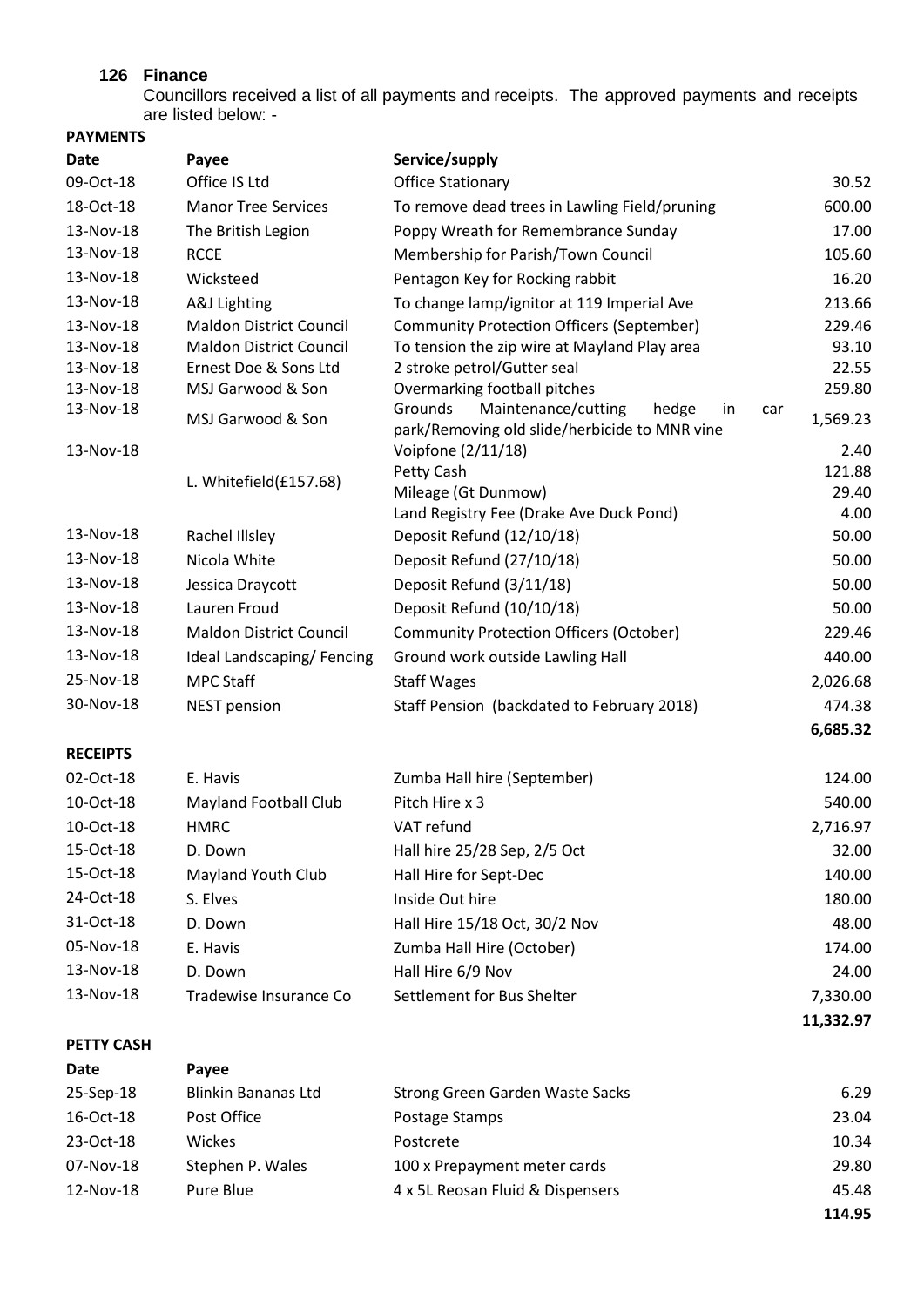## 126 Finance

Councillors received a list of all payments and receipts. The approved payments and receipts are listed below: -

**PAYMENTS**

| Date | Payee | Service/supply | |
|---|---|---|---|
| 09-Oct-18 | Office IS Ltd | Office Stationary | 30.52 |
| 18-Oct-18 | Manor Tree Services | To remove dead trees in Lawling Field/pruning | 600.00 |
| 13-Nov-18 | The British Legion | Poppy Wreath for Remembrance Sunday | 17.00 |
| 13-Nov-18 | RCCE | Membership for Parish/Town Council | 105.60 |
| 13-Nov-18 | Wicksteed | Pentagon Key for Rocking rabbit | 16.20 |
| 13-Nov-18 | A&J Lighting | To change lamp/ignitor at 119 Imperial Ave | 213.66 |
| 13-Nov-18 | Maldon District Council | Community Protection Officers (September) | 229.46 |
| 13-Nov-18 | Maldon District Council | To tension the zip wire at Mayland Play area | 93.10 |
| 13-Nov-18 | Ernest Doe & Sons Ltd | 2 stroke petrol/Gutter seal | 22.55 |
| 13-Nov-18 | MSJ Garwood & Son | Overmarking football pitches | 259.80 |
| 13-Nov-18 | MSJ Garwood & Son | Grounds Maintenance/cutting hedge in car park/Removing old slide/herbicide to MNR vine | 1,569.23 |
| 13-Nov-18 | L. Whitefield(£157.68) | Voipfone (2/11/18) | 2.40 |
| | | Petty Cash | 121.88 |
| | | Mileage (Gt Dunmow) | 29.40 |
| | | Land Registry Fee (Drake Ave Duck Pond) | 4.00 |
| 13-Nov-18 | Rachel Illsley | Deposit Refund (12/10/18) | 50.00 |
| 13-Nov-18 | Nicola White | Deposit Refund (27/10/18) | 50.00 |
| 13-Nov-18 | Jessica Draycott | Deposit Refund (3/11/18) | 50.00 |
| 13-Nov-18 | Lauren Froud | Deposit Refund (10/10/18) | 50.00 |
| 13-Nov-18 | Maldon District Council | Community Protection Officers (October) | 229.46 |
| 13-Nov-18 | Ideal Landscaping/ Fencing | Ground work outside Lawling Hall | 440.00 |
| 25-Nov-18 | MPC Staff | Staff Wages | 2,026.68 |
| 30-Nov-18 | NEST pension | Staff Pension (backdated to February 2018) | 474.38 |
| | | | **6,685.32** |

**RECEIPTS**

| Date | Payee | Service/supply | |
|---|---|---|---|
| 02-Oct-18 | E. Havis | Zumba Hall hire (September) | 124.00 |
| 10-Oct-18 | Mayland Football Club | Pitch Hire x 3 | 540.00 |
| 10-Oct-18 | HMRC | VAT refund | 2,716.97 |
| 15-Oct-18 | D. Down | Hall hire 25/28 Sep, 2/5 Oct | 32.00 |
| 15-Oct-18 | Mayland Youth Club | Hall Hire for Sept-Dec | 140.00 |
| 24-Oct-18 | S. Elves | Inside Out hire | 180.00 |
| 31-Oct-18 | D. Down | Hall Hire 15/18 Oct, 30/2 Nov | 48.00 |
| 05-Nov-18 | E. Havis | Zumba Hall Hire (October) | 174.00 |
| 13-Nov-18 | D. Down | Hall Hire 6/9 Nov | 24.00 |
| 13-Nov-18 | Tradewise Insurance Co | Settlement for Bus Shelter | 7,330.00 |
| | | | **11,332.97** |

**PETTY CASH**

| Date | Payee | | |
|---|---|---|---|
| 25-Sep-18 | Blinkin Bananas Ltd | Strong Green Garden Waste Sacks | 6.29 |
| 16-Oct-18 | Post Office | Postage Stamps | 23.04 |
| 23-Oct-18 | Wickes | Postcrete | 10.34 |
| 07-Nov-18 | Stephen P. Wales | 100 x Prepayment meter cards | 29.80 |
| 12-Nov-18 | Pure Blue | 4 x 5L Reosan Fluid & Dispensers | 45.48 |
| | | | **114.95** |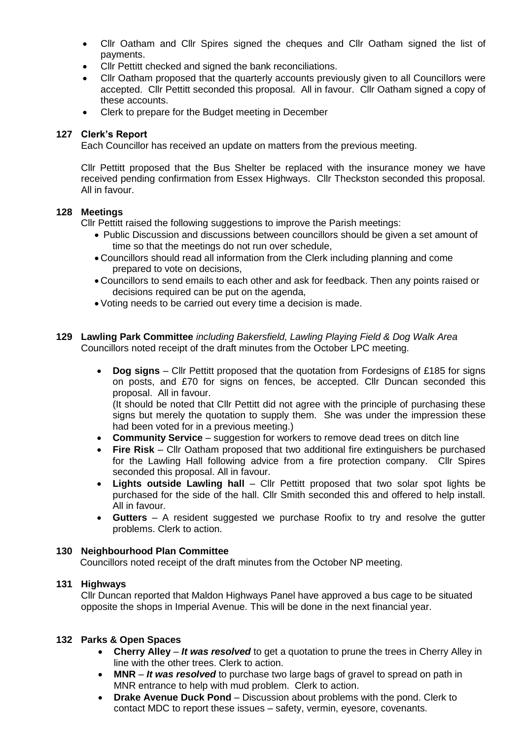- Cllr Oatham and Cllr Spires signed the cheques and Cllr Oatham signed the list of payments.
- Cllr Pettitt checked and signed the bank reconciliations.
- Cllr Oatham proposed that the quarterly accounts previously given to all Councillors were accepted. Cllr Pettitt seconded this proposal. All in favour. Cllr Oatham signed a copy of these accounts.
- Clerk to prepare for the Budget meeting in December

**127 Clerk's Report**

Each Councillor has received an update on matters from the previous meeting.

Cllr Pettitt proposed that the Bus Shelter be replaced with the insurance money we have received pending confirmation from Essex Highways. Cllr Theckston seconded this proposal. All in favour.

**128 Meetings**

Cllr Pettitt raised the following suggestions to improve the Parish meetings:

- Public Discussion and discussions between councillors should be given a set amount of time so that the meetings do not run over schedule,
- Councillors should read all information from the Clerk including planning and come prepared to vote on decisions,
- Councillors to send emails to each other and ask for feedback. Then any points raised or decisions required can be put on the agenda,
- Voting needs to be carried out every time a decision is made.

**129 Lawling Park Committee** *including Bakersfield, Lawling Playing Field & Dog Walk Area*

Councillors noted receipt of the draft minutes from the October LPC meeting.

- **Dog signs** – Cllr Pettitt proposed that the quotation from Fordesigns of £185 for signs on posts, and £70 for signs on fences, be accepted. Cllr Duncan seconded this proposal. All in favour.
  (It should be noted that Cllr Pettitt did not agree with the principle of purchasing these signs but merely the quotation to supply them. She was under the impression these had been voted for in a previous meeting.)
- **Community Service** – suggestion for workers to remove dead trees on ditch line
- **Fire Risk** – Cllr Oatham proposed that two additional fire extinguishers be purchased for the Lawling Hall following advice from a fire protection company. Cllr Spires seconded this proposal. All in favour.
- **Lights outside Lawling hall** – Cllr Pettitt proposed that two solar spot lights be purchased for the side of the hall. Cllr Smith seconded this and offered to help install. All in favour.
- **Gutters** – A resident suggested we purchase Roofix to try and resolve the gutter problems. Clerk to action.

**130 Neighbourhood Plan Committee**

Councillors noted receipt of the draft minutes from the October NP meeting.

**131 Highways**

Cllr Duncan reported that Maldon Highways Panel have approved a bus cage to be situated opposite the shops in Imperial Avenue. This will be done in the next financial year.

**132 Parks & Open Spaces**

- **Cherry Alley** – ***It was resolved*** to get a quotation to prune the trees in Cherry Alley in line with the other trees. Clerk to action.
- **MNR** – ***It was resolved*** to purchase two large bags of gravel to spread on path in MNR entrance to help with mud problem. Clerk to action.
- **Drake Avenue Duck Pond** – Discussion about problems with the pond. Clerk to contact MDC to report these issues – safety, vermin, eyesore, covenants.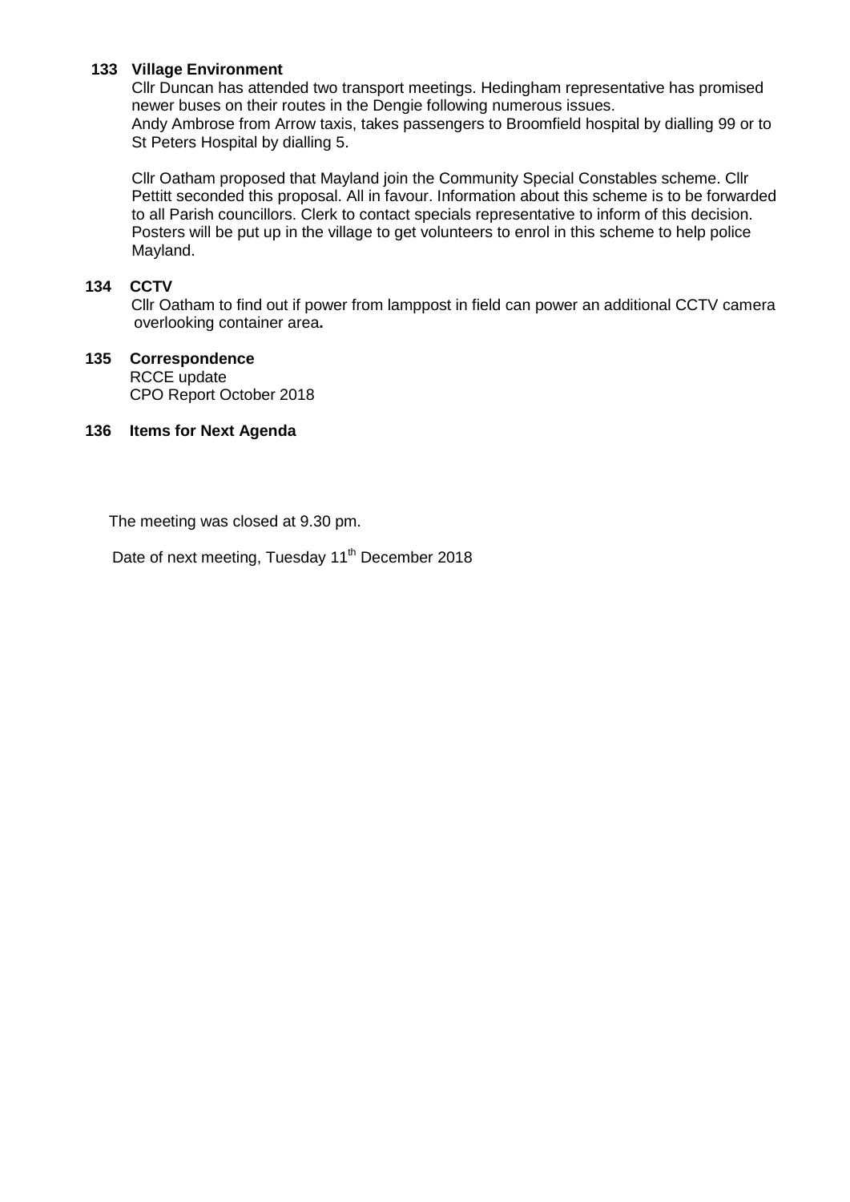## 133 Village Environment

Cllr Duncan has attended two transport meetings. Hedingham representative has promised newer buses on their routes in the Dengie following numerous issues.
Andy Ambrose from Arrow taxis, takes passengers to Broomfield hospital by dialling 99 or to St Peters Hospital by dialling 5.

Cllr Oatham proposed that Mayland join the Community Special Constables scheme. Cllr Pettitt seconded this proposal. All in favour. Information about this scheme is to be forwarded to all Parish councillors. Clerk to contact specials representative to inform of this decision. Posters will be put up in the village to get volunteers to enrol in this scheme to help police Mayland.

## 134 CCTV

Cllr Oatham to find out if power from lamppost in field can power an additional CCTV camera overlooking container area**.**

## 135 Correspondence

RCCE update
CPO Report October 2018

## 136 Items for Next Agenda

The meeting was closed at 9.30 pm.

Date of next meeting, Tuesday 11th December 2018